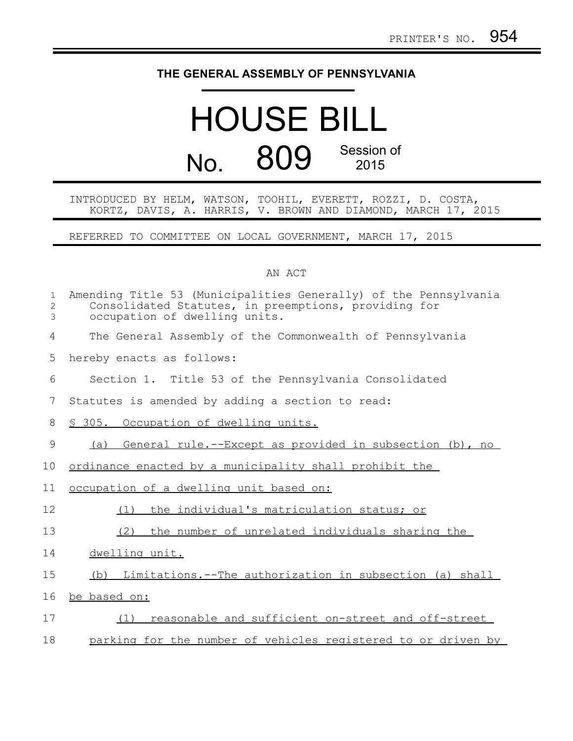PRINTER'S NO. 954

# THE GENERAL ASSEMBLY OF PENNSYLVANIA

# HOUSE BILL

## No. 809 Session of 2015

INTRODUCED BY HELM, WATSON, TOOHIL, EVERETT, ROZZI, D. COSTA, KORTZ, DAVIS, A. HARRIS, V. BROWN AND DIAMOND, MARCH 17, 2015

REFERRED TO COMMITTEE ON LOCAL GOVERNMENT, MARCH 17, 2015

AN ACT

Amending Title 53 (Municipalities Generally) of the Pennsylvania Consolidated Statutes, in preemptions, providing for occupation of dwelling units.

The General Assembly of the Commonwealth of Pennsylvania hereby enacts as follows:

Section 1. Title 53 of the Pennsylvania Consolidated Statutes is amended by adding a section to read:

§ 305. Occupation of dwelling units.

(a) General rule.--Except as provided in subsection (b), no ordinance enacted by a municipality shall prohibit the occupation of a dwelling unit based on:

(1) the individual's matriculation status; or

(2) the number of unrelated individuals sharing the dwelling unit.

(b) Limitations.--The authorization in subsection (a) shall be based on:

(1) reasonable and sufficient on-street and off-street parking for the number of vehicles registered to or driven by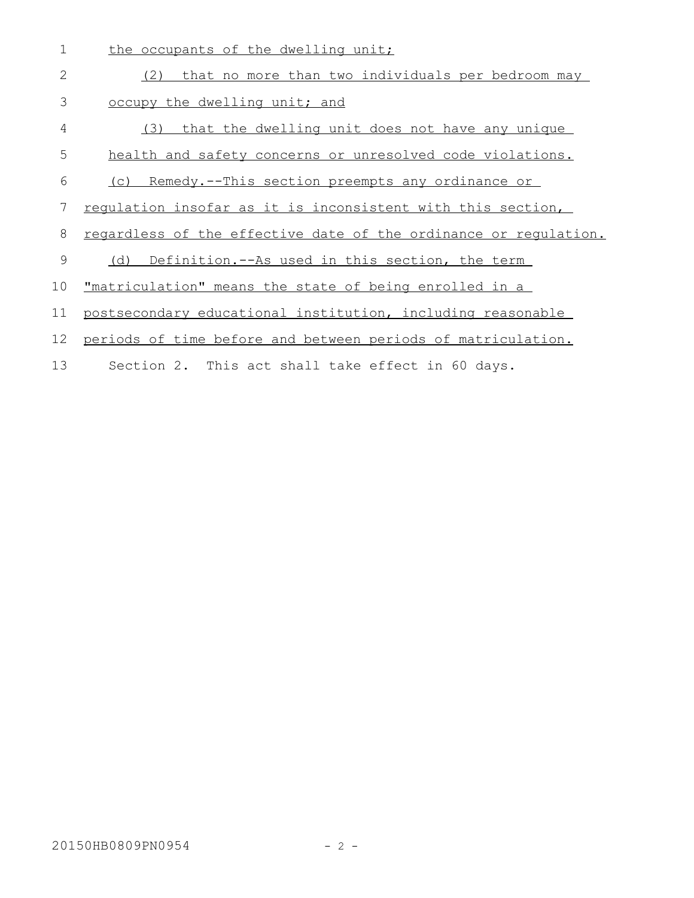the occupants of the dwelling unit;

(2) that no more than two individuals per bedroom may occupy the dwelling unit; and

(3) that the dwelling unit does not have any unique health and safety concerns or unresolved code violations.

(c) Remedy.--This section preempts any ordinance or regulation insofar as it is inconsistent with this section, regardless of the effective date of the ordinance or regulation.

(d) Definition.--As used in this section, the term "matriculation" means the state of being enrolled in a postsecondary educational institution, including reasonable periods of time before and between periods of matriculation.

Section 2. This act shall take effect in 60 days.